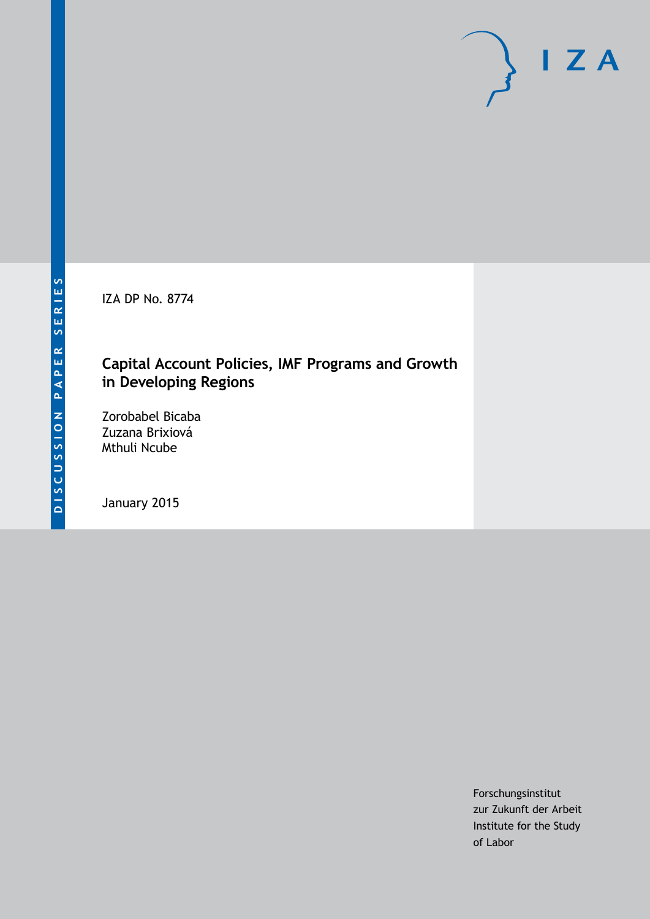DISCUSSION PAPER SERIES

IZA DP No. 8774

# Capital Account Policies, IMF Programs and Growth in Developing Regions

Zorobabel Bicaba
Zuzana Brixiová
Mthuli Ncube

January 2015

Forschungsinstitut
zur Zukunft der Arbeit
Institute for the Study
of Labor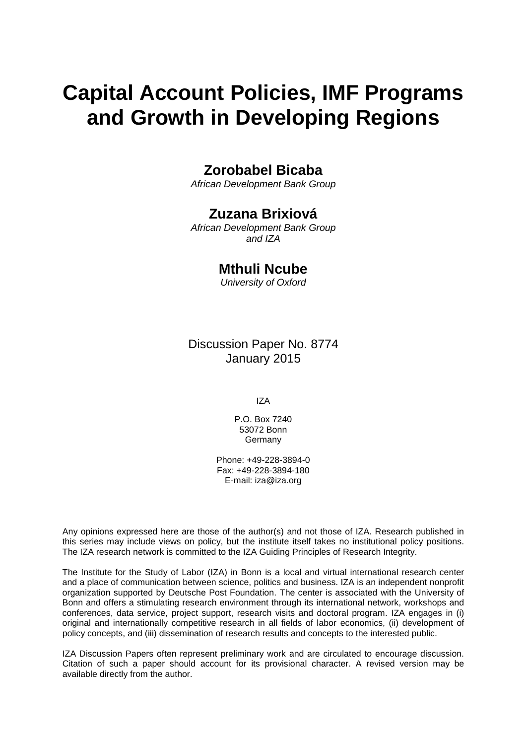# Capital Account Policies, IMF Programs and Growth in Developing Regions

**Zorobabel Bicaba**
*African Development Bank Group*

**Zuzana Brixiová**
*African Development Bank Group and IZA*

**Mthuli Ncube**
*University of Oxford*

Discussion Paper No. 8774
January 2015

IZA

P.O. Box 7240
53072 Bonn
Germany

Phone: +49-228-3894-0
Fax: +49-228-3894-180
E-mail: iza@iza.org

Any opinions expressed here are those of the author(s) and not those of IZA. Research published in this series may include views on policy, but the institute itself takes no institutional policy positions. The IZA research network is committed to the IZA Guiding Principles of Research Integrity.

The Institute for the Study of Labor (IZA) in Bonn is a local and virtual international research center and a place of communication between science, politics and business. IZA is an independent nonprofit organization supported by Deutsche Post Foundation. The center is associated with the University of Bonn and offers a stimulating research environment through its international network, workshops and conferences, data service, project support, research visits and doctoral program. IZA engages in (i) original and internationally competitive research in all fields of labor economics, (ii) development of policy concepts, and (iii) dissemination of research results and concepts to the interested public.

IZA Discussion Papers often represent preliminary work and are circulated to encourage discussion. Citation of such a paper should account for its provisional character. A revised version may be available directly from the author.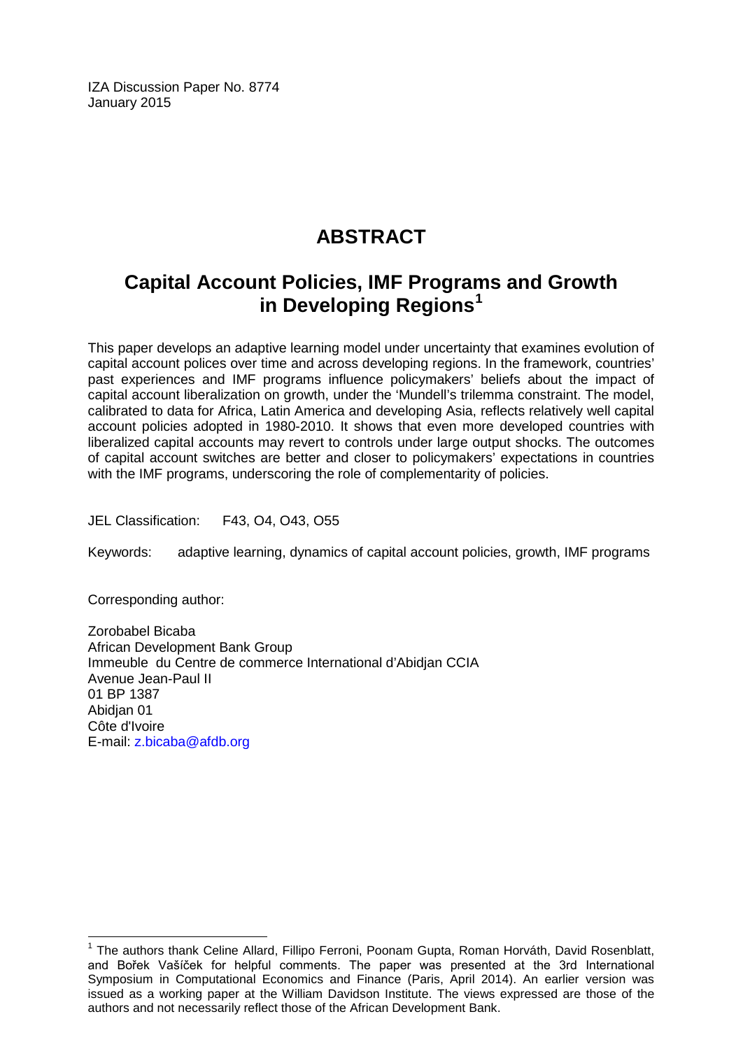IZA Discussion Paper No. 8774
January 2015

# ABSTRACT

## Capital Account Policies, IMF Programs and Growth in Developing Regions[1]

This paper develops an adaptive learning model under uncertainty that examines evolution of capital account polices over time and across developing regions. In the framework, countries' past experiences and IMF programs influence policymakers' beliefs about the impact of capital account liberalization on growth, under the 'Mundell's trilemma constraint. The model, calibrated to data for Africa, Latin America and developing Asia, reflects relatively well capital account policies adopted in 1980-2010. It shows that even more developed countries with liberalized capital accounts may revert to controls under large output shocks. The outcomes of capital account switches are better and closer to policymakers' expectations in countries with the IMF programs, underscoring the role of complementarity of policies.

JEL Classification: F43, O4, O43, O55

Keywords: adaptive learning, dynamics of capital account policies, growth, IMF programs

Corresponding author:

Zorobabel Bicaba
African Development Bank Group
Immeuble du Centre de commerce International d'Abidjan CCIA
Avenue Jean-Paul II
01 BP 1387
Abidjan 01
Côte d'Ivoire
E-mail: z.bicaba@afdb.org

[1] The authors thank Celine Allard, Fillipo Ferroni, Poonam Gupta, Roman Horváth, David Rosenblatt, and Bořek Vašíček for helpful comments. The paper was presented at the 3rd International Symposium in Computational Economics and Finance (Paris, April 2014). An earlier version was issued as a working paper at the William Davidson Institute. The views expressed are those of the authors and not necessarily reflect those of the African Development Bank.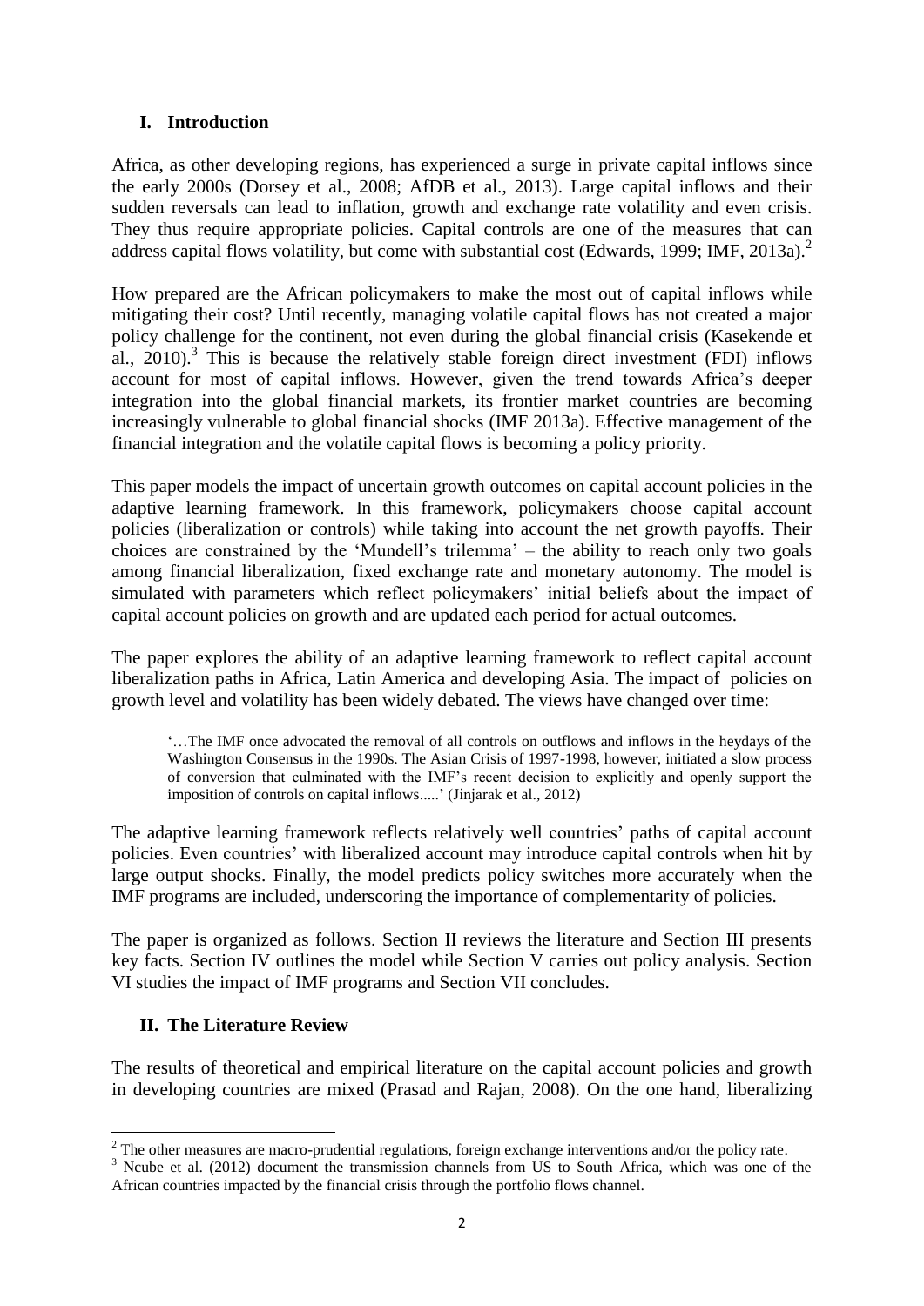## I. Introduction

Africa, as other developing regions, has experienced a surge in private capital inflows since the early 2000s (Dorsey et al., 2008; AfDB et al., 2013). Large capital inflows and their sudden reversals can lead to inflation, growth and exchange rate volatility and even crisis. They thus require appropriate policies. Capital controls are one of the measures that can address capital flows volatility, but come with substantial cost (Edwards, 1999; IMF, 2013a).[2]

How prepared are the African policymakers to make the most out of capital inflows while mitigating their cost? Until recently, managing volatile capital flows has not created a major policy challenge for the continent, not even during the global financial crisis (Kasekende et al., 2010).[3] This is because the relatively stable foreign direct investment (FDI) inflows account for most of capital inflows. However, given the trend towards Africa's deeper integration into the global financial markets, its frontier market countries are becoming increasingly vulnerable to global financial shocks (IMF 2013a). Effective management of the financial integration and the volatile capital flows is becoming a policy priority.

This paper models the impact of uncertain growth outcomes on capital account policies in the adaptive learning framework. In this framework, policymakers choose capital account policies (liberalization or controls) while taking into account the net growth payoffs. Their choices are constrained by the 'Mundell's trilemma' – the ability to reach only two goals among financial liberalization, fixed exchange rate and monetary autonomy. The model is simulated with parameters which reflect policymakers' initial beliefs about the impact of capital account policies on growth and are updated each period for actual outcomes.

The paper explores the ability of an adaptive learning framework to reflect capital account liberalization paths in Africa, Latin America and developing Asia. The impact of policies on growth level and volatility has been widely debated. The views have changed over time:

> '…The IMF once advocated the removal of all controls on outflows and inflows in the heydays of the Washington Consensus in the 1990s. The Asian Crisis of 1997-1998, however, initiated a slow process of conversion that culminated with the IMF's recent decision to explicitly and openly support the imposition of controls on capital inflows.....' (Jinjarak et al., 2012)

The adaptive learning framework reflects relatively well countries' paths of capital account policies. Even countries' with liberalized account may introduce capital controls when hit by large output shocks. Finally, the model predicts policy switches more accurately when the IMF programs are included, underscoring the importance of complementarity of policies.

The paper is organized as follows. Section II reviews the literature and Section III presents key facts. Section IV outlines the model while Section V carries out policy analysis. Section VI studies the impact of IMF programs and Section VII concludes.

## II. The Literature Review

The results of theoretical and empirical literature on the capital account policies and growth in developing countries are mixed (Prasad and Rajan, 2008). On the one hand, liberalizing

---

[2] The other measures are macro-prudential regulations, foreign exchange interventions and/or the policy rate.

[3] Ncube et al. (2012) document the transmission channels from US to South Africa, which was one of the African countries impacted by the financial crisis through the portfolio flows channel.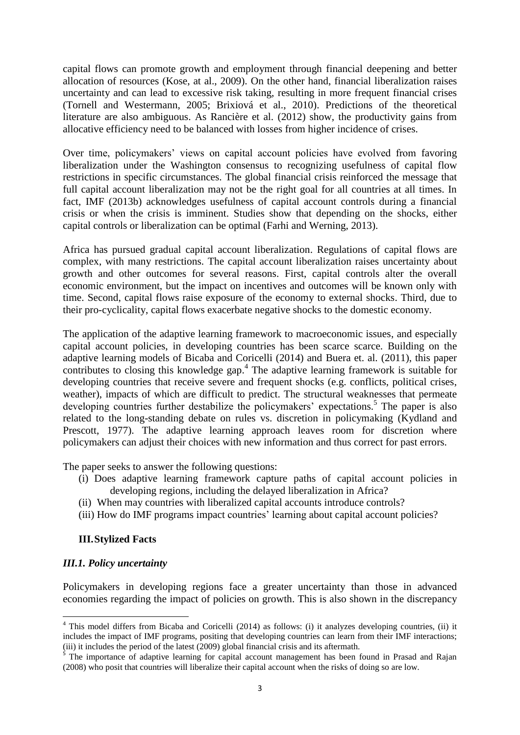capital flows can promote growth and employment through financial deepening and better allocation of resources (Kose, at al., 2009). On the other hand, financial liberalization raises uncertainty and can lead to excessive risk taking, resulting in more frequent financial crises (Tornell and Westermann, 2005; Brixiová et al., 2010). Predictions of the theoretical literature are also ambiguous. As Rancière et al. (2012) show, the productivity gains from allocative efficiency need to be balanced with losses from higher incidence of crises.

Over time, policymakers' views on capital account policies have evolved from favoring liberalization under the Washington consensus to recognizing usefulness of capital flow restrictions in specific circumstances. The global financial crisis reinforced the message that full capital account liberalization may not be the right goal for all countries at all times. In fact, IMF (2013b) acknowledges usefulness of capital account controls during a financial crisis or when the crisis is imminent. Studies show that depending on the shocks, either capital controls or liberalization can be optimal (Farhi and Werning, 2013).

Africa has pursued gradual capital account liberalization. Regulations of capital flows are complex, with many restrictions. The capital account liberalization raises uncertainty about growth and other outcomes for several reasons. First, capital controls alter the overall economic environment, but the impact on incentives and outcomes will be known only with time. Second, capital flows raise exposure of the economy to external shocks. Third, due to their pro-cyclicality, capital flows exacerbate negative shocks to the domestic economy.

The application of the adaptive learning framework to macroeconomic issues, and especially capital account policies, in developing countries has been scarce scarce. Building on the adaptive learning models of Bicaba and Coricelli (2014) and Buera et. al. (2011), this paper contributes to closing this knowledge gap.[4] The adaptive learning framework is suitable for developing countries that receive severe and frequent shocks (e.g. conflicts, political crises, weather), impacts of which are difficult to predict. The structural weaknesses that permeate developing countries further destabilize the policymakers' expectations.[5] The paper is also related to the long-standing debate on rules vs. discretion in policymaking (Kydland and Prescott, 1977). The adaptive learning approach leaves room for discretion where policymakers can adjust their choices with new information and thus correct for past errors.

The paper seeks to answer the following questions:

(i) Does adaptive learning framework capture paths of capital account policies in developing regions, including the delayed liberalization in Africa?
(ii) When may countries with liberalized capital accounts introduce controls?
(iii) How do IMF programs impact countries' learning about capital account policies?

## III. Stylized Facts

### *III.1. Policy uncertainty*

Policymakers in developing regions face a greater uncertainty than those in advanced economies regarding the impact of policies on growth. This is also shown in the discrepancy

---

[4] This model differs from Bicaba and Coricelli (2014) as follows: (i) it analyzes developing countries, (ii) it includes the impact of IMF programs, positing that developing countries can learn from their IMF interactions; (iii) it includes the period of the latest (2009) global financial crisis and its aftermath.

[5] The importance of adaptive learning for capital account management has been found in Prasad and Rajan (2008) who posit that countries will liberalize their capital account when the risks of doing so are low.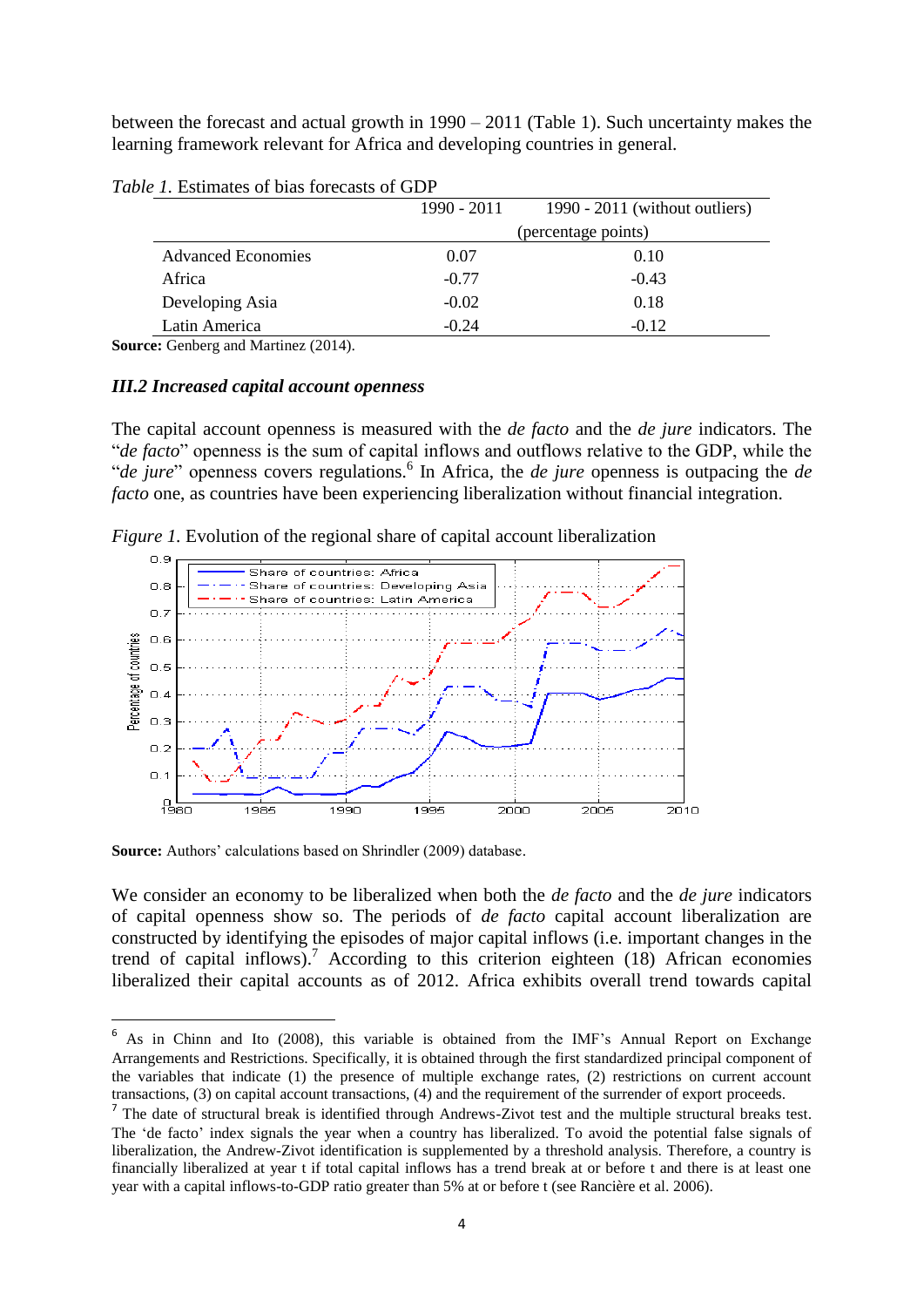between the forecast and actual growth in 1990 – 2011 (Table 1). Such uncertainty makes the learning framework relevant for Africa and developing countries in general.

*Table 1.* Estimates of bias forecasts of GDP

| | 1990 - 2011 | 1990 - 2011 (without outliers) |
|---|---|---|
| | (percentage points) | |
| Advanced Economies | 0.07 | 0.10 |
| Africa | -0.77 | -0.43 |
| Developing Asia | -0.02 | 0.18 |
| Latin America | -0.24 | -0.12 |

**Source:** Genberg and Martinez (2014).

### *III.2 Increased capital account openness*

The capital account openness is measured with the *de facto* and the *de jure* indicators. The "*de facto*" openness is the sum of capital inflows and outflows relative to the GDP, while the "*de jure*" openness covers regulations.[6] In Africa, the *de jure* openness is outpacing the *de facto* one, as countries have been experiencing liberalization without financial integration.

*Figure 1.* Evolution of the regional share of capital account liberalization

**Source:** Authors' calculations based on Shrindler (2009) database.

We consider an economy to be liberalized when both the *de facto* and the *de jure* indicators of capital openness show so. The periods of *de facto* capital account liberalization are constructed by identifying the episodes of major capital inflows (i.e. important changes in the trend of capital inflows).[7] According to this criterion eighteen (18) African economies liberalized their capital accounts as of 2012. Africa exhibits overall trend towards capital

[6] As in Chinn and Ito (2008), this variable is obtained from the IMF's Annual Report on Exchange Arrangements and Restrictions. Specifically, it is obtained through the first standardized principal component of the variables that indicate (1) the presence of multiple exchange rates, (2) restrictions on current account transactions, (3) on capital account transactions, (4) and the requirement of the surrender of export proceeds.

[7] The date of structural break is identified through Andrews-Zivot test and the multiple structural breaks test. The 'de facto' index signals the year when a country has liberalized. To avoid the potential false signals of liberalization, the Andrew-Zivot identification is supplemented by a threshold analysis. Therefore, a country is financially liberalized at year t if total capital inflows has a trend break at or before t and there is at least one year with a capital inflows-to-GDP ratio greater than 5% at or before t (see Rancière et al. 2006).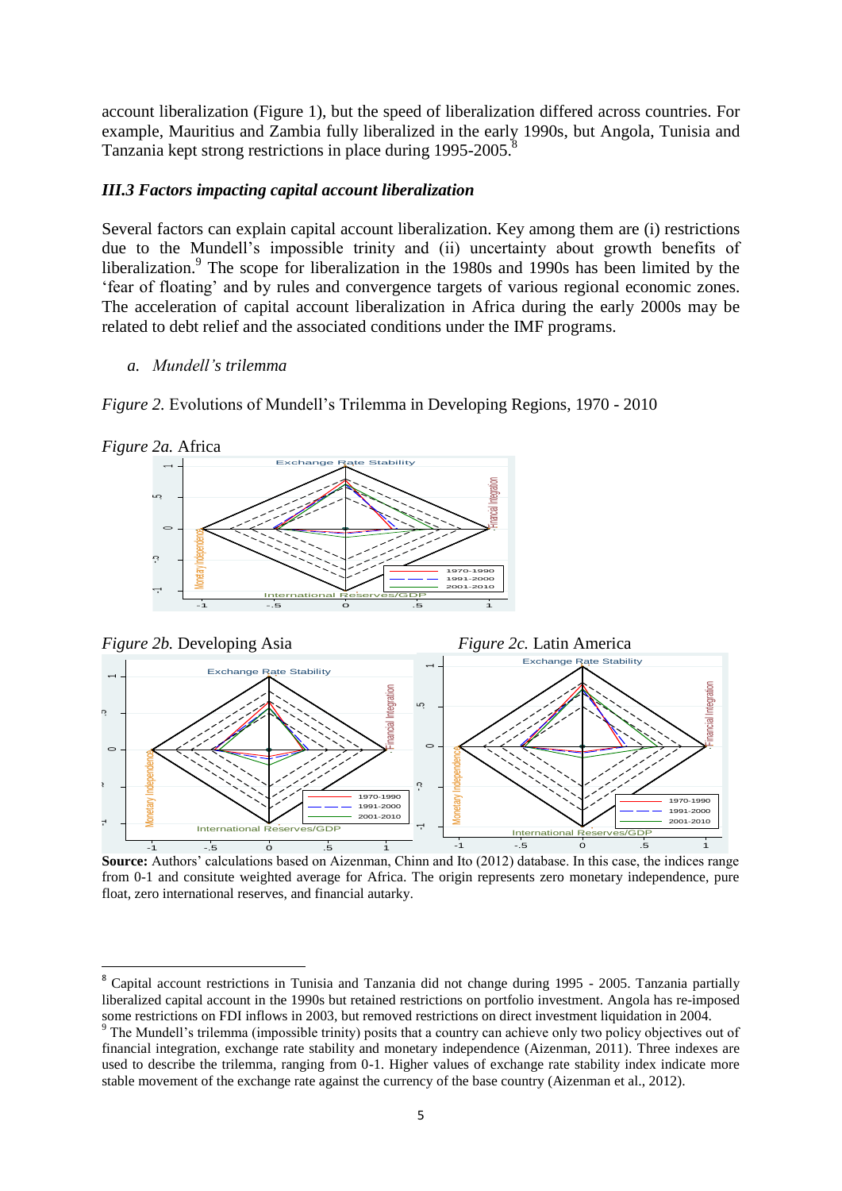account liberalization (Figure 1), but the speed of liberalization differed across countries. For example, Mauritius and Zambia fully liberalized in the early 1990s, but Angola, Tunisia and Tanzania kept strong restrictions in place during 1995-2005.[8]

### *III.3 Factors impacting capital account liberalization*

Several factors can explain capital account liberalization. Key among them are (i) restrictions due to the Mundell's impossible trinity and (ii) uncertainty about growth benefits of liberalization.[9] The scope for liberalization in the 1980s and 1990s has been limited by the 'fear of floating' and by rules and convergence targets of various regional economic zones. The acceleration of capital account liberalization in Africa during the early 2000s may be related to debt relief and the associated conditions under the IMF programs.

a. *Mundell's trilemma*

*Figure 2.* Evolutions of Mundell's Trilemma in Developing Regions, 1970 - 2010

*Figure 2a.* Africa

*Figure 2b.* Developing Asia

*Figure 2c.* Latin America

**Source:** Authors' calculations based on Aizenman, Chinn and Ito (2012) database. In this case, the indices range from 0-1 and consitute weighted average for Africa. The origin represents zero monetary independence, pure float, zero international reserves, and financial autarky.

---

[8] Capital account restrictions in Tunisia and Tanzania did not change during 1995 - 2005. Tanzania partially liberalized capital account in the 1990s but retained restrictions on portfolio investment. Angola has re-imposed some restrictions on FDI inflows in 2003, but removed restrictions on direct investment liquidation in 2004.

[9] The Mundell's trilemma (impossible trinity) posits that a country can achieve only two policy objectives out of financial integration, exchange rate stability and monetary independence (Aizenman, 2011). Three indexes are used to describe the trilemma, ranging from 0-1. Higher values of exchange rate stability index indicate more stable movement of the exchange rate against the currency of the base country (Aizenman et al., 2012).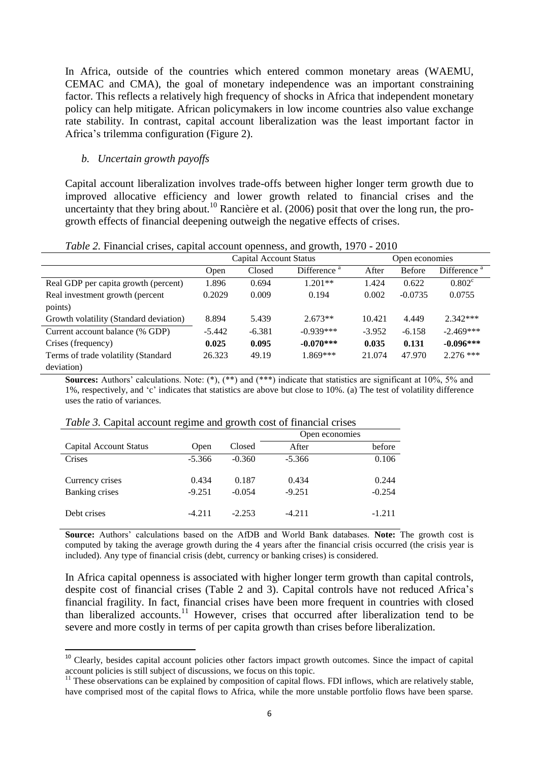In Africa, outside of the countries which entered common monetary areas (WAEMU, CEMAC and CMA), the goal of monetary independence was an important constraining factor. This reflects a relatively high frequency of shocks in Africa that independent monetary policy can help mitigate. African policymakers in low income countries also value exchange rate stability. In contrast, capital account liberalization was the least important factor in Africa's trilemma configuration (Figure 2).

### *b. Uncertain growth payoffs*

Capital account liberalization involves trade-offs between higher longer term growth due to improved allocative efficiency and lower growth related to financial crises and the uncertainty that they bring about.[10] Rancière et al. (2006) posit that over the long run, the pro-growth effects of financial deepening outweigh the negative effects of crises.

*Table 2.* Financial crises, capital account openness, and growth, 1970 - 2010

| | Capital Account Status | | | Open economies | | |
|---|---|---|---|---|---|---|
| | Open | Closed | Difference [a] | After | Before | Difference [a] |
| Real GDP per capita growth (percent) | 1.896 | 0.694 | 1.201** | 1.424 | 0.622 | 0.802[c] |
| Real investment growth (percent points) | 0.2029 | 0.009 | 0.194 | 0.002 | -0.0735 | 0.0755 |
| Growth volatility (Standard deviation) | 8.894 | 5.439 | 2.673** | 10.421 | 4.449 | 2.342*** |
| Current account balance (% GDP) | -5.442 | -6.381 | -0.939*** | -3.952 | -6.158 | -2.469*** |
| Crises (frequency) | **0.025** | **0.095** | **-0.070*****| **0.035** | **0.131** | **-0.096***** |
| Terms of trade volatility (Standard deviation) | 26.323 | 49.19 | 1.869*** | 21.074 | 47.970 | 2.276 *** |

**Sources:** Authors' calculations. Note: (*), (**) and (***) indicate that statistics are significant at 10%, 5% and 1%, respectively, and 'c' indicates that statistics are above but close to 10%. (a) The test of volatility difference uses the ratio of variances.

*Table 3.* Capital account regime and growth cost of financial crises

| | | | Open economies | |
|---|---|---|---|---|
| Capital Account Status | Open | Closed | After | before |
| Crises | -5.366 | -0.360 | -5.366 | 0.106 |
| Currency crises | 0.434 | 0.187 | 0.434 | 0.244 |
| Banking crises | -9.251 | -0.054 | -9.251 | -0.254 |
| Debt crises | -4.211 | -2.253 | -4.211 | -1.211 |

**Source:** Authors' calculations based on the AfDB and World Bank databases. **Note:** The growth cost is computed by taking the average growth during the 4 years after the financial crisis occurred (the crisis year is included). Any type of financial crisis (debt, currency or banking crises) is considered.

In Africa capital openness is associated with higher longer term growth than capital controls, despite cost of financial crises (Table 2 and 3). Capital controls have not reduced Africa's financial fragility. In fact, financial crises have been more frequent in countries with closed than liberalized accounts.[11] However, crises that occurred after liberalization tend to be severe and more costly in terms of per capita growth than crises before liberalization.

[10] Clearly, besides capital account policies other factors impact growth outcomes. Since the impact of capital account policies is still subject of discussions, we focus on this topic.

[11] These observations can be explained by composition of capital flows. FDI inflows, which are relatively stable, have comprised most of the capital flows to Africa, while the more unstable portfolio flows have been sparse.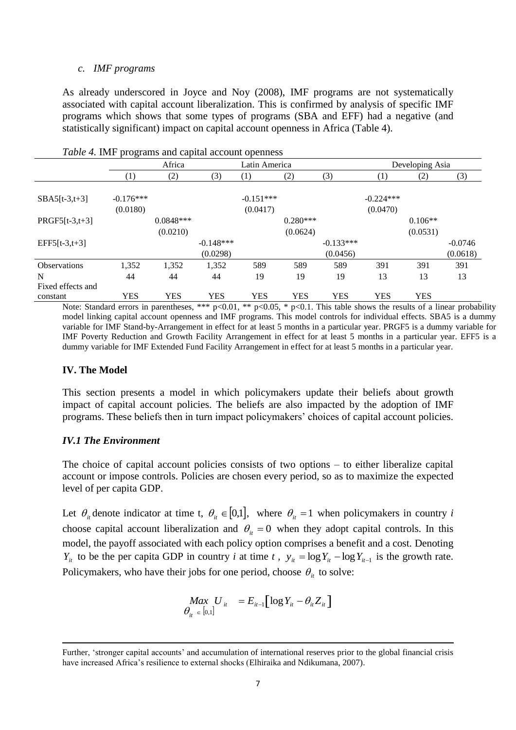*c. IMF programs*

As already underscored in Joyce and Noy (2008), IMF programs are not systematically associated with capital account liberalization. This is confirmed by analysis of specific IMF programs which shows that some types of programs (SBA and EFF) had a negative (and statistically significant) impact on capital account openness in Africa (Table 4).

*Table 4.* IMF programs and capital account openness

| | Africa | | | Latin America | | | Developing Asia | | |
|---|---|---|---|---|---|---|---|---|---|
| | (1) | (2) | (3) | (1) | (2) | (3) | (1) | (2) | (3) |
| SBA5[t-3,t+3] | -0.176*** | | | -0.151*** | | | -0.224*** | | |
| | (0.0180) | | | (0.0417) | | | (0.0470) | | |
| PRGF5[t-3,t+3] | | 0.0848*** | | | 0.280*** | | | 0.106** | |
| | | (0.0210) | | | (0.0624) | | | (0.0531) | |
| EFF5[t-3,t+3] | | | -0.148*** | | | -0.133*** | | | -0.0746 |
| | | | (0.0298) | | | (0.0456) | | | (0.0618) |
| Observations | 1,352 | 1,352 | 1,352 | 589 | 589 | 589 | 391 | 391 | 391 |
| N | 44 | 44 | 44 | 19 | 19 | 19 | 13 | 13 | 13 |
| Fixed effects and constant | YES | YES | YES | YES | YES | YES | YES | YES | |

Note: Standard errors in parentheses, *** p<0.01, ** p<0.05, * p<0.1. This table shows the results of a linear probability model linking capital account openness and IMF programs. This model controls for individual effects. SBA5 is a dummy variable for IMF Stand-by-Arrangement in effect for at least 5 months in a particular year. PRGF5 is a dummy variable for IMF Poverty Reduction and Growth Facility Arrangement in effect for at least 5 months in a particular year. EFF5 is a dummy variable for IMF Extended Fund Facility Arrangement in effect for at least 5 months in a particular year.

## IV. The Model

This section presents a model in which policymakers update their beliefs about growth impact of capital account policies. The beliefs are also impacted by the adoption of IMF programs. These beliefs then in turn impact policymakers' choices of capital account policies.

### *IV.1 The Environment*

The choice of capital account policies consists of two options – to either liberalize capital account or impose controls. Policies are chosen every period, so as to maximize the expected level of per capita GDP.

Let $\theta_{it}$ denote indicator at time t, $\theta_{it} \in [0,1]$, where $\theta_{it} = 1$ when policymakers in country *i* choose capital account liberalization and $\theta_{it} = 0$ when they adopt capital controls. In this model, the payoff associated with each policy option comprises a benefit and a cost. Denoting $Y_{it}$ to be the per capita GDP in country *i* at time *t* , $y_{it} = \log Y_{it} - \log Y_{it-1}$ is the growth rate. Policymakers, who have their jobs for one period, choose $\theta_{it}$ to solve:

$$\underset{\theta_{it} \in [0,1]}{Max} \; U_{it} \quad = E_{it-1}\left[\log Y_{it} - \theta_{it} Z_{it}\right]$$

Further, 'stronger capital accounts' and accumulation of international reserves prior to the global financial crisis have increased Africa's resilience to external shocks (Elhiraika and Ndikumana, 2007).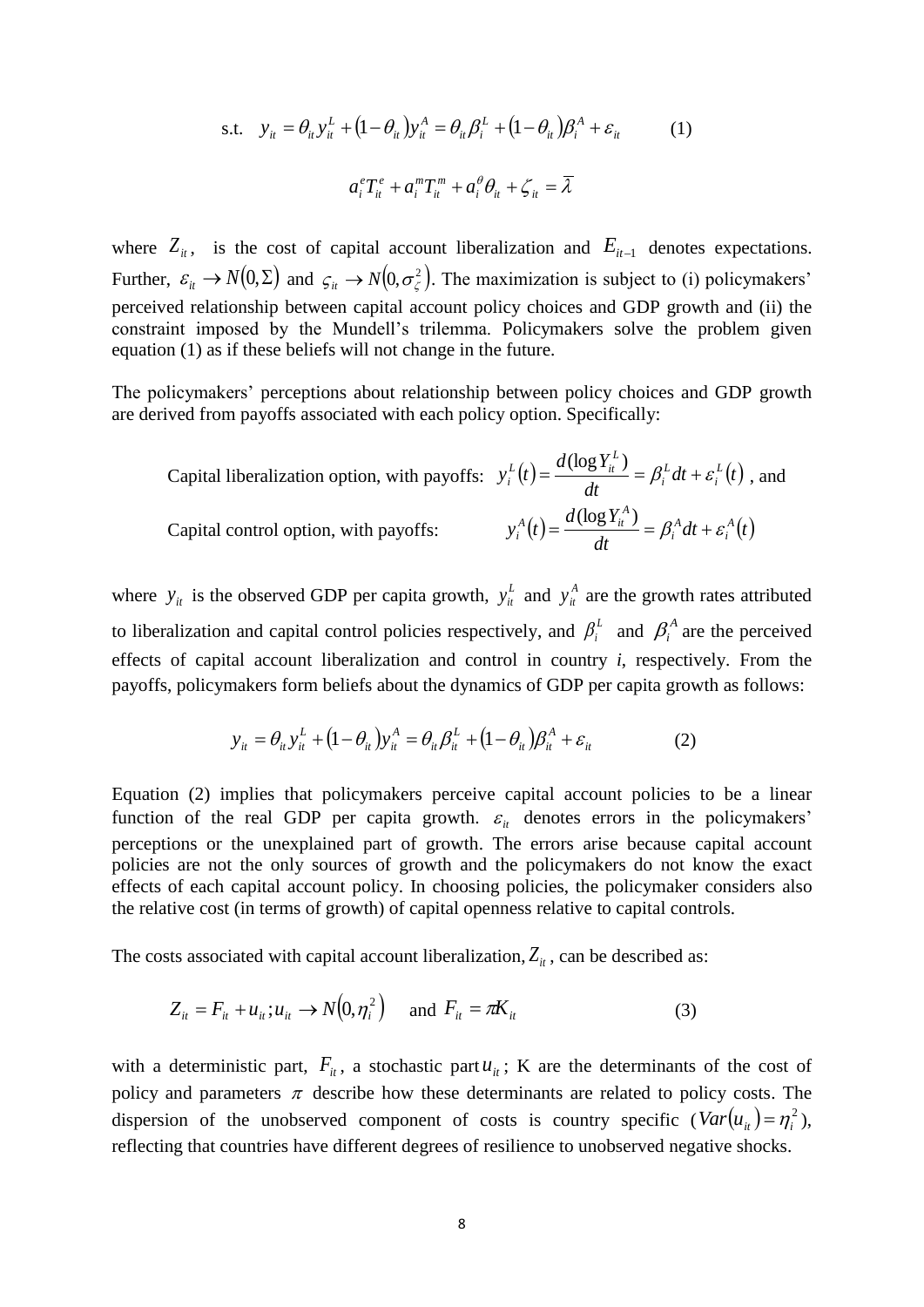$$\text{s.t.} \quad y_{it} = \theta_{it} y_{it}^{L} + (1-\theta_{it}) y_{it}^{A} = \theta_{it}\beta_{i}^{L} + (1-\theta_{it})\beta_{i}^{A} + \varepsilon_{it} \qquad (1)$$

$$a_{i}^{e}T_{it}^{e} + a_{i}^{m}T_{it}^{m} + a_{i}^{\theta}\theta_{it} + \zeta_{it} = \overline{\lambda}$$

where $Z_{it}$, is the cost of capital account liberalization and $E_{it-1}$ denotes expectations. Further, $\varepsilon_{it} \rightarrow N(0,\Sigma)$ and $\varsigma_{it} \rightarrow N(0,\sigma_{\zeta}^{2})$. The maximization is subject to (i) policymakers' perceived relationship between capital account policy choices and GDP growth and (ii) the constraint imposed by the Mundell's trilemma. Policymakers solve the problem given equation (1) as if these beliefs will not change in the future.

The policymakers' perceptions about relationship between policy choices and GDP growth are derived from payoffs associated with each policy option. Specifically:

Capital liberalization option, with payoffs: $y_{i}^{L}(t) = \dfrac{d(\log Y_{it}^{L})}{dt} = \beta_{i}^{L}dt + \varepsilon_{i}^{L}(t)$ , and

Capital control option, with payoffs: $y_{i}^{A}(t) = \dfrac{d(\log Y_{it}^{A})}{dt} = \beta_{i}^{A}dt + \varepsilon_{i}^{A}(t)$

where $y_{it}$ is the observed GDP per capita growth, $y_{it}^{L}$ and $y_{it}^{A}$ are the growth rates attributed to liberalization and capital control policies respectively, and $\beta_{i}^{L}$ and $\beta_{i}^{A}$ are the perceived effects of capital account liberalization and control in country *i*, respectively. From the payoffs, policymakers form beliefs about the dynamics of GDP per capita growth as follows:

$$y_{it} = \theta_{it} y_{it}^{L} + (1-\theta_{it}) y_{it}^{A} = \theta_{it}\beta_{it}^{L} + (1-\theta_{it})\beta_{it}^{A} + \varepsilon_{it} \qquad (2)$$

Equation (2) implies that policymakers perceive capital account policies to be a linear function of the real GDP per capita growth. $\varepsilon_{it}$ denotes errors in the policymakers' perceptions or the unexplained part of growth. The errors arise because capital account policies are not the only sources of growth and the policymakers do not know the exact effects of each capital account policy. In choosing policies, the policymaker considers also the relative cost (in terms of growth) of capital openness relative to capital controls.

The costs associated with capital account liberalization, $Z_{it}$, can be described as:

$$Z_{it} = F_{it} + u_{it}; u_{it} \rightarrow N(0,\eta_{i}^{2}) \quad \text{and } F_{it} = \pi K_{it} \qquad (3)$$

with a deterministic part, $F_{it}$, a stochastic part $u_{it}$; K are the determinants of the cost of policy and parameters $\pi$ describe how these determinants are related to policy costs. The dispersion of the unobserved component of costs is country specific ($Var(u_{it}) = \eta_{i}^{2}$), reflecting that countries have different degrees of resilience to unobserved negative shocks.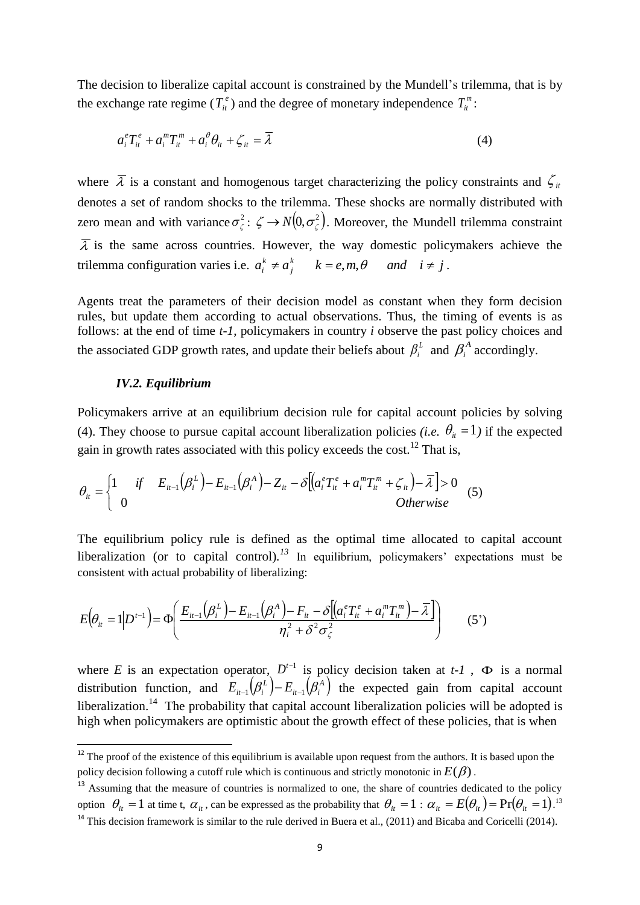The decision to liberalize capital account is constrained by the Mundell's trilemma, that is by the exchange rate regime ($T_{it}^{e}$) and the degree of monetary independence $T_{it}^{m}$:

$$a_i^e T_{it}^e + a_i^m T_{it}^m + a_i^\theta \theta_{it} + \zeta_{it} = \overline{\lambda} \tag{4}$$

where $\overline{\lambda}$ is a constant and homogenous target characterizing the policy constraints and $\zeta_{it}$ denotes a set of random shocks to the trilemma. These shocks are normally distributed with zero mean and with variance $\sigma_\zeta^2$: $\zeta \to N(0, \sigma_\zeta^2)$. Moreover, the Mundell trilemma constraint $\overline{\lambda}$ is the same across countries. However, the way domestic policymakers achieve the trilemma configuration varies i.e. $a_i^k \neq a_j^k \quad k = e, m, \theta \quad and \quad i \neq j$.

Agents treat the parameters of their decision model as constant when they form decision rules, but update them according to actual observations. Thus, the timing of events is as follows: at the end of time *t-1*, policymakers in country *i* observe the past policy choices and the associated GDP growth rates, and update their beliefs about $\beta_i^L$ and $\beta_i^A$ accordingly.

### *IV.2. Equilibrium*

Policymakers arrive at an equilibrium decision rule for capital account policies by solving (4). They choose to pursue capital account liberalization policies *(i.e.* $\theta_{it} = 1$*)* if the expected gain in growth rates associated with this policy exceeds the cost.[12] That is,

$$\theta_{it} = \begin{cases} 1 & if \quad E_{it-1}(\beta_i^L) - E_{it-1}(\beta_i^A) - Z_{it} - \delta\left[\left(a_i^e T_{it}^e + a_i^m T_{it}^m + \zeta_{it}\right) - \overline{\lambda}\right] > 0 \\ 0 & \qquad\qquad\qquad\qquad\qquad\qquad\qquad\qquad\qquad\qquad Otherwise \end{cases} \tag{5}$$

The equilibrium policy rule is defined as the optimal time allocated to capital account liberalization (or to capital control).[13] In equilibrium, policymakers' expectations must be consistent with actual probability of liberalizing:

$$E\left(\theta_{it} = 1 \middle| D^{t-1}\right) = \Phi\left(\frac{E_{it-1}(\beta_i^L) - E_{it-1}(\beta_i^A) - F_{it} - \delta\left[\left(a_i^e T_{it}^e + a_i^m T_{it}^m\right) - \overline{\lambda}\right]}{\eta_i^2 + \delta^2 \sigma_\zeta^2}\right) \tag{5'}$$

where *E* is an expectation operator, $D^{t-1}$ is policy decision taken at *t-1* , $\Phi$ is a normal distribution function, and $E_{it-1}(\beta_i^L) - E_{it-1}(\beta_i^A)$ the expected gain from capital account liberalization.[14] The probability that capital account liberalization policies will be adopted is high when policymakers are optimistic about the growth effect of these policies, that is when

---

[12] The proof of the existence of this equilibrium is available upon request from the authors. It is based upon the policy decision following a cutoff rule which is continuous and strictly monotonic in $E(\beta)$.

[13] Assuming that the measure of countries is normalized to one, the share of countries dedicated to the policy option $\theta_{it} = 1$ at time t, $\alpha_{it}$, can be expressed as the probability that $\theta_{it} = 1$ : $\alpha_{it} = E(\theta_{it}) = \Pr(\theta_{it} = 1)$.[13]

[14] This decision framework is similar to the rule derived in Buera et al., (2011) and Bicaba and Coricelli (2014).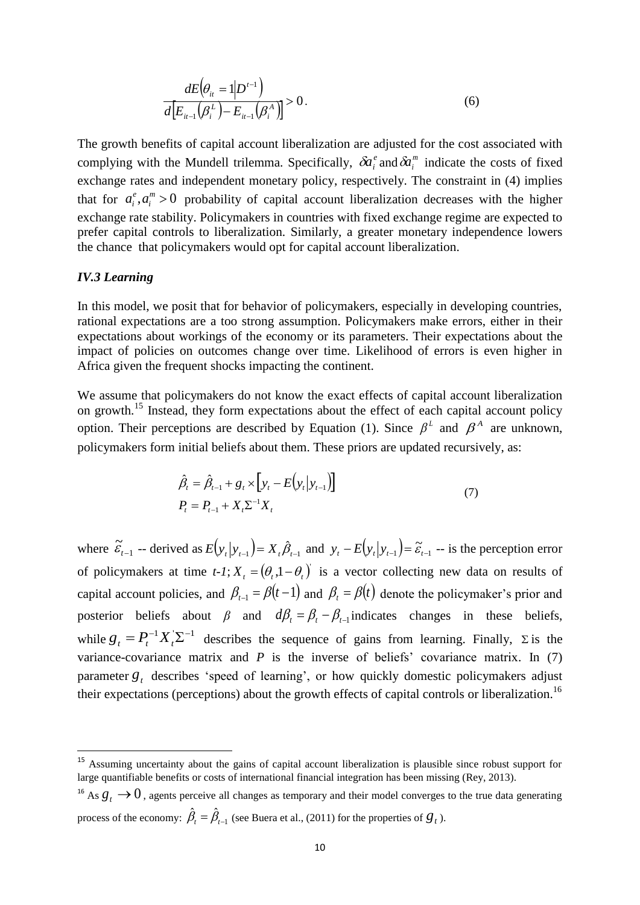$$\frac{dE\left(\theta_{it}=1\middle|D^{t-1}\right)}{d\left[E_{it-1}\left(\beta_i^L\right)-E_{it-1}\left(\beta_i^A\right)\right]}>0\,. \tag{6}$$

The growth benefits of capital account liberalization are adjusted for the cost associated with complying with the Mundell trilemma. Specifically, $\delta a_i^e$ and $\delta a_i^m$ indicate the costs of fixed exchange rates and independent monetary policy, respectively. The constraint in (4) implies that for $a_i^e, a_i^m > 0$ probability of capital account liberalization decreases with the higher exchange rate stability. Policymakers in countries with fixed exchange regime are expected to prefer capital controls to liberalization. Similarly, a greater monetary independence lowers the chance that policymakers would opt for capital account liberalization.

### *IV.3 Learning*

In this model, we posit that for behavior of policymakers, especially in developing countries, rational expectations are a too strong assumption. Policymakers make errors, either in their expectations about workings of the economy or its parameters. Their expectations about the impact of policies on outcomes change over time. Likelihood of errors is even higher in Africa given the frequent shocks impacting the continent.

We assume that policymakers do not know the exact effects of capital account liberalization on growth.[15] Instead, they form expectations about the effect of each capital account policy option. Their perceptions are described by Equation (1). Since $\beta^L$ and $\beta^A$ are unknown, policymakers form initial beliefs about them. These priors are updated recursively, as:

$$\begin{aligned}
\hat{\beta}_t &= \hat{\beta}_{t-1} + g_t \times \left[y_t - E\left(y_t \middle| y_{t-1}\right)\right] \\
P_t &= P_{t-1} + X_t \Sigma^{-1} X_t
\end{aligned} \tag{7}$$

where $\tilde{\varepsilon}_{t-1}$ -- derived as $E\left(y_t \middle| y_{t-1}\right) = X_t \hat{\beta}_{t-1}$ and $y_t - E\left(y_t \middle| y_{t-1}\right) = \tilde{\varepsilon}_{t-1}$ -- is the perception error of policymakers at time *t-1*; $X_t = \left(\theta_t, 1-\theta_t\right)'$ is a vector collecting new data on results of capital account policies, and $\beta_{t-1} = \beta(t-1)$ and $\beta_t = \beta(t)$ denote the policymaker's prior and posterior beliefs about $\beta$ and $d\beta_t = \beta_t - \beta_{t-1}$ indicates changes in these beliefs, while $g_t = P_t^{-1} X_t' \Sigma^{-1}$ describes the sequence of gains from learning. Finally, $\Sigma$ is the variance-covariance matrix and $P$ is the inverse of beliefs' covariance matrix. In (7) parameter $g_t$ describes 'speed of learning', or how quickly domestic policymakers adjust their expectations (perceptions) about the growth effects of capital controls or liberalization.[16]

---

[15] Assuming uncertainty about the gains of capital account liberalization is plausible since robust support for large quantifiable benefits or costs of international financial integration has been missing (Rey, 2013).

[16] As $g_t \to 0$, agents perceive all changes as temporary and their model converges to the true data generating process of the economy: $\hat{\beta}_t = \hat{\beta}_{t-1}$ (see Buera et al., (2011) for the properties of $g_t$).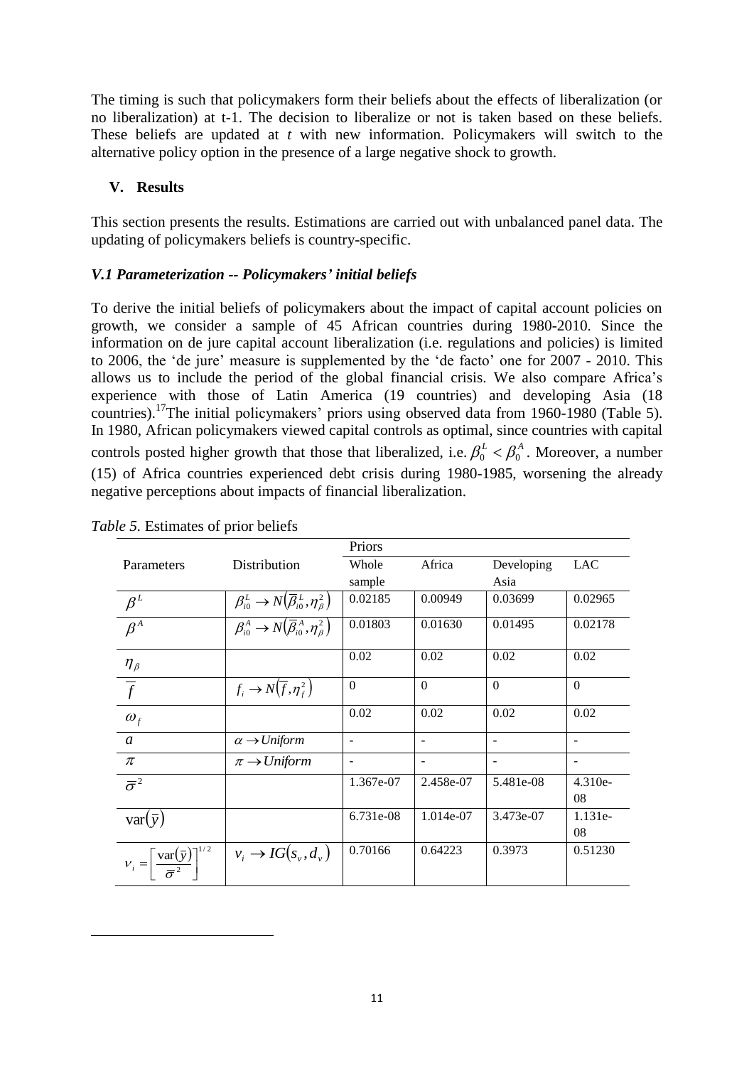The timing is such that policymakers form their beliefs about the effects of liberalization (or no liberalization) at t-1. The decision to liberalize or not is taken based on these beliefs. These beliefs are updated at *t* with new information. Policymakers will switch to the alternative policy option in the presence of a large negative shock to growth.

## V. Results

This section presents the results. Estimations are carried out with unbalanced panel data. The updating of policymakers beliefs is country-specific.

### *V.1 Parameterization -- Policymakers' initial beliefs*

To derive the initial beliefs of policymakers about the impact of capital account policies on growth, we consider a sample of 45 African countries during 1980-2010. Since the information on de jure capital account liberalization (i.e. regulations and policies) is limited to 2006, the 'de jure' measure is supplemented by the 'de facto' one for 2007 - 2010. This allows us to include the period of the global financial crisis. We also compare Africa's experience with those of Latin America (19 countries) and developing Asia (18 countries).[17]The initial policymakers' priors using observed data from 1960-1980 (Table 5). In 1980, African policymakers viewed capital controls as optimal, since countries with capital controls posted higher growth that those that liberalized, i.e. $\beta_0^L < \beta_0^A$. Moreover, a number (15) of Africa countries experienced debt crisis during 1980-1985, worsening the already negative perceptions about impacts of financial liberalization.

*Table 5.* Estimates of prior beliefs

| Parameters | Distribution | Priors | | | |
|---|---|---|---|---|---|
| | | Whole sample | Africa | Developing Asia | LAC |
| $\beta^L$ | $\beta_{i0}^L \to N\left(\overline{\beta}_{i0}^L, \eta_\beta^2\right)$ | 0.02185 | 0.00949 | 0.03699 | 0.02965 |
| $\beta^A$ | $\beta_{i0}^A \to N\left(\overline{\beta}_{i0}^A, \eta_\beta^2\right)$ | 0.01803 | 0.01630 | 0.01495 | 0.02178 |
| $\eta_\beta$ | | 0.02 | 0.02 | 0.02 | 0.02 |
| $\overline{f}$ | $f_i \to N\left(\overline{f}, \eta_f^2\right)$ | 0 | 0 | 0 | 0 |
| $\omega_f$ | | 0.02 | 0.02 | 0.02 | 0.02 |
| $a$ | $\alpha \to Uniform$ | - | - | - | - |
| $\pi$ | $\pi \to Uniform$ | - | - | - | - |
| $\overline{\sigma}^2$ | | 1.367e-07 | 2.458e-07 | 5.481e-08 | 4.310e-08 |
| $\mathrm{var}(\overline{y})$ | | 6.731e-08 | 1.014e-07 | 3.473e-07 | 1.131e-08 |
| $v_i = \left[\dfrac{\mathrm{var}(\overline{y})}{\overline{\sigma}^2}\right]^{1/2}$ | $v_i \to IG(s_v, d_v)$ | 0.70166 | 0.64223 | 0.3973 | 0.51230 |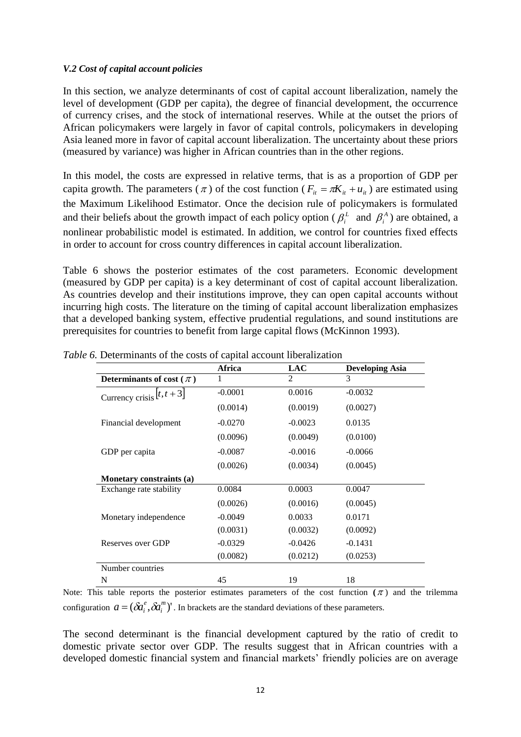### *V.2 Cost of capital account policies*

In this section, we analyze determinants of cost of capital account liberalization, namely the level of development (GDP per capita), the degree of financial development, the occurrence of currency crises, and the stock of international reserves. While at the outset the priors of African policymakers were largely in favor of capital controls, policymakers in developing Asia leaned more in favor of capital account liberalization. The uncertainty about these priors (measured by variance) was higher in African countries than in the other regions.

In this model, the costs are expressed in relative terms, that is as a proportion of GDP per capita growth. The parameters ($\pi$) of the cost function ($F_{it} = \pi K_{it} + u_{it}$) are estimated using the Maximum Likelihood Estimator. Once the decision rule of policymakers is formulated and their beliefs about the growth impact of each policy option ($\beta_i^L$ and $\beta_i^A$) are obtained, a nonlinear probabilistic model is estimated. In addition, we control for countries fixed effects in order to account for cross country differences in capital account liberalization.

Table 6 shows the posterior estimates of the cost parameters. Economic development (measured by GDP per capita) is a key determinant of cost of capital account liberalization. As countries develop and their institutions improve, they can open capital accounts without incurring high costs. The literature on the timing of capital account liberalization emphasizes that a developed banking system, effective prudential regulations, and sound institutions are prerequisites for countries to benefit from large capital flows (McKinnon 1993).

*Table 6.* Determinants of the costs of capital account liberalization

| | **Africa** | **LAC** | **Developing Asia** |
|---|---|---|---|
| **Determinants of cost ($\pi$)** | 1 | 2 | 3 |
| Currency crisis $[t, t+3]$ | -0.0001 | 0.0016 | -0.0032 |
| | (0.0014) | (0.0019) | (0.0027) |
| Financial development | -0.0270 | -0.0023 | 0.0135 |
| | (0.0096) | (0.0049) | (0.0100) |
| GDP per capita | -0.0087 | -0.0016 | -0.0066 |
| | (0.0026) | (0.0034) | (0.0045) |
| **Monetary constraints (a)** | | | |
| Exchange rate stability | 0.0084 | 0.0003 | 0.0047 |
| | (0.0026) | (0.0016) | (0.0045) |
| Monetary independence | -0.0049 | 0.0033 | 0.0171 |
| | (0.0031) | (0.0032) | (0.0092) |
| Reserves over GDP | -0.0329 | -0.0426 | -0.1431 |
| | (0.0082) | (0.0212) | (0.0253) |
| Number countries | | | |
| N | 45 | 19 | 18 |

Note: This table reports the posterior estimates parameters of the cost function ($\pi$) and the trilemma configuration $a = (\delta a_i^e, \delta a_i^m)'$. In brackets are the standard deviations of these parameters.

The second determinant is the financial development captured by the ratio of credit to domestic private sector over GDP. The results suggest that in African countries with a developed domestic financial system and financial markets' friendly policies are on average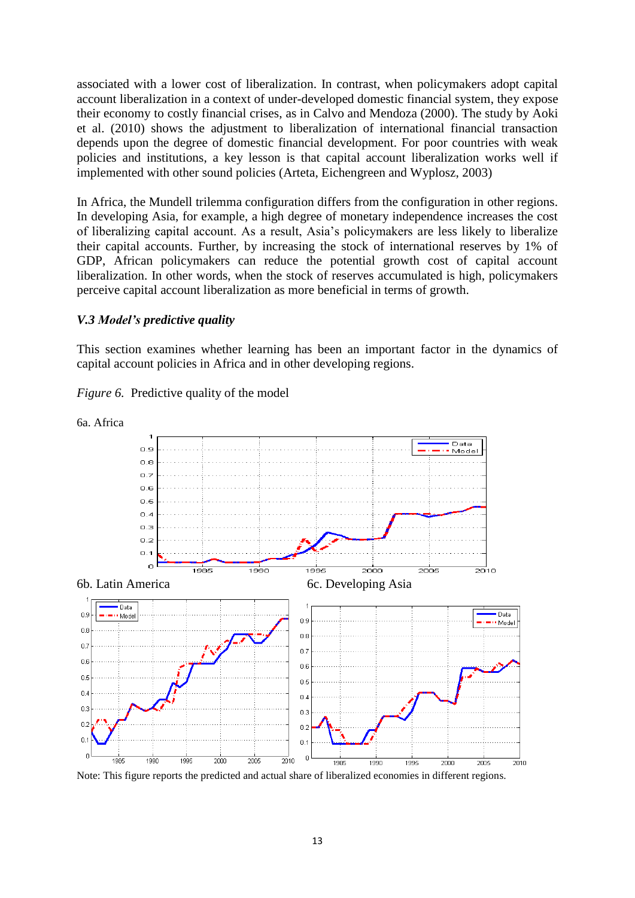associated with a lower cost of liberalization. In contrast, when policymakers adopt capital account liberalization in a context of under-developed domestic financial system, they expose their economy to costly financial crises, as in Calvo and Mendoza (2000). The study by Aoki et al. (2010) shows the adjustment to liberalization of international financial transaction depends upon the degree of domestic financial development. For poor countries with weak policies and institutions, a key lesson is that capital account liberalization works well if implemented with other sound policies (Arteta, Eichengreen and Wyplosz, 2003)

In Africa, the Mundell trilemma configuration differs from the configuration in other regions. In developing Asia, for example, a high degree of monetary independence increases the cost of liberalizing capital account. As a result, Asia's policymakers are less likely to liberalize their capital accounts. Further, by increasing the stock of international reserves by 1% of GDP, African policymakers can reduce the potential growth cost of capital account liberalization. In other words, when the stock of reserves accumulated is high, policymakers perceive capital account liberalization as more beneficial in terms of growth.

### *V.3 Model's predictive quality*

This section examines whether learning has been an important factor in the dynamics of capital account policies in Africa and in other developing regions.

*Figure 6.* Predictive quality of the model

6a. Africa

6b. Latin America

6c. Developing Asia

Note: This figure reports the predicted and actual share of liberalized economies in different regions.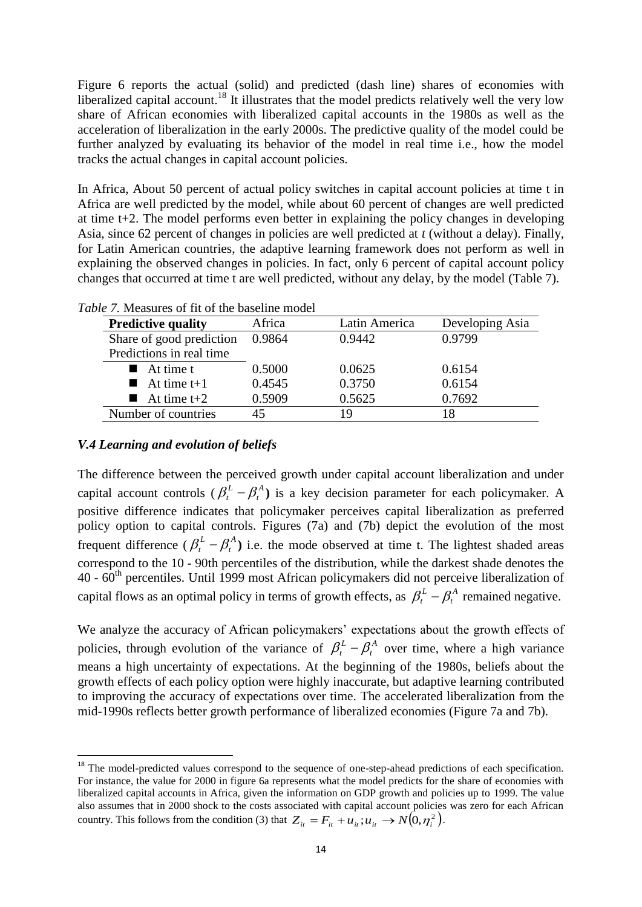Figure 6 reports the actual (solid) and predicted (dash line) shares of economies with liberalized capital account.[18] It illustrates that the model predicts relatively well the very low share of African economies with liberalized capital accounts in the 1980s as well as the acceleration of liberalization in the early 2000s. The predictive quality of the model could be further analyzed by evaluating its behavior of the model in real time i.e., how the model tracks the actual changes in capital account policies.

In Africa, About 50 percent of actual policy switches in capital account policies at time t in Africa are well predicted by the model, while about 60 percent of changes are well predicted at time t+2. The model performs even better in explaining the policy changes in developing Asia, since 62 percent of changes in policies are well predicted at *t* (without a delay). Finally, for Latin American countries, the adaptive learning framework does not perform as well in explaining the observed changes in policies. In fact, only 6 percent of capital account policy changes that occurred at time t are well predicted, without any delay, by the model (Table 7).

*Table 7.* Measures of fit of the baseline model

| Predictive quality | Africa | Latin America | Developing Asia |
|---|---|---|---|
| Share of good prediction | 0.9864 | 0.9442 | 0.9799 |
| Predictions in real time | | | |
| ■ At time t | 0.5000 | 0.0625 | 0.6154 |
| ■ At time t+1 | 0.4545 | 0.3750 | 0.6154 |
| ■ At time t+2 | 0.5909 | 0.5625 | 0.7692 |
| Number of countries | 45 | 19 | 18 |

### *V.4 Learning and evolution of beliefs*

The difference between the perceived growth under capital account liberalization and under capital account controls ($\beta_t^L - \beta_t^A$) is a key decision parameter for each policymaker. A positive difference indicates that policymaker perceives capital liberalization as preferred policy option to capital controls. Figures (7a) and (7b) depict the evolution of the most frequent difference ($\beta_t^L - \beta_t^A$) i.e. the mode observed at time t. The lightest shaded areas correspond to the 10 - 90th percentiles of the distribution, while the darkest shade denotes the 40 - 60th percentiles. Until 1999 most African policymakers did not perceive liberalization of capital flows as an optimal policy in terms of growth effects, as $\beta_t^L - \beta_t^A$ remained negative.

We analyze the accuracy of African policymakers' expectations about the growth effects of policies, through evolution of the variance of $\beta_t^L - \beta_t^A$ over time, where a high variance means a high uncertainty of expectations. At the beginning of the 1980s, beliefs about the growth effects of each policy option were highly inaccurate, but adaptive learning contributed to improving the accuracy of expectations over time. The accelerated liberalization from the mid-1990s reflects better growth performance of liberalized economies (Figure 7a and 7b).

---

[18] The model-predicted values correspond to the sequence of one-step-ahead predictions of each specification. For instance, the value for 2000 in figure 6a represents what the model predicts for the share of economies with liberalized capital accounts in Africa, given the information on GDP growth and policies up to 1999. The value also assumes that in 2000 shock to the costs associated with capital account policies was zero for each African country. This follows from the condition (3) that $Z_{it} = F_{it} + u_{it}; u_{it} \rightarrow N(0, \eta_i^2)$.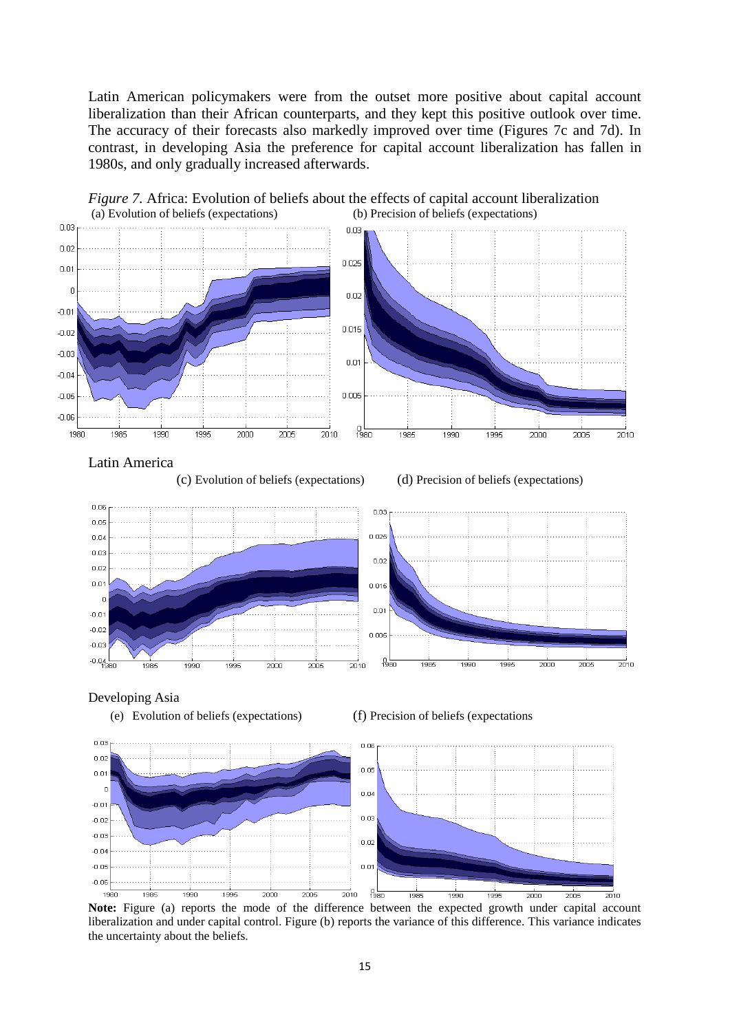Latin American policymakers were from the outset more positive about capital account liberalization than their African counterparts, and they kept this positive outlook over time. The accuracy of their forecasts also markedly improved over time (Figures 7c and 7d). In contrast, in developing Asia the preference for capital account liberalization has fallen in 1980s, and only gradually increased afterwards.

*Figure 7.* Africa: Evolution of beliefs about the effects of capital account liberalization

(a) Evolution of beliefs (expectations)

(b) Precision of beliefs (expectations)

Latin America

(c) Evolution of beliefs (expectations)

(d) Precision of beliefs (expectations)

Developing Asia

(e) Evolution of beliefs (expectations)

(f) Precision of beliefs (expectations

**Note:** Figure (a) reports the mode of the difference between the expected growth under capital account liberalization and under capital control. Figure (b) reports the variance of this difference. This variance indicates the uncertainty about the beliefs.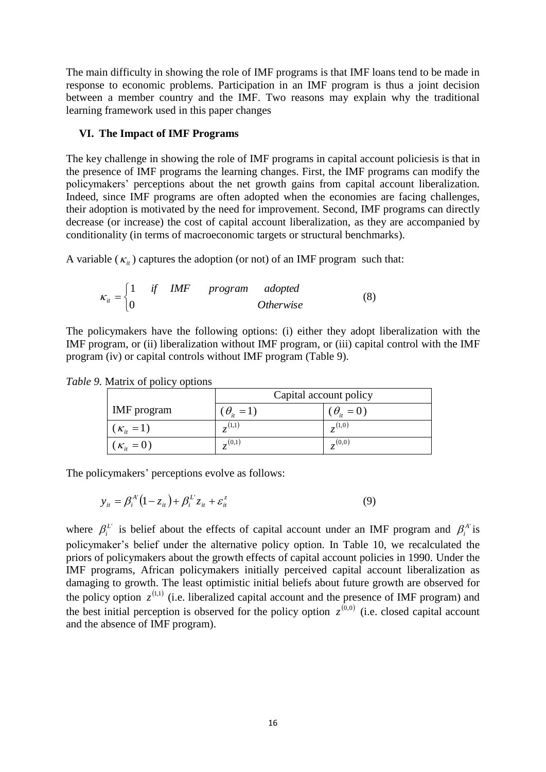The main difficulty in showing the role of IMF programs is that IMF loans tend to be made in response to economic problems. Participation in an IMF program is thus a joint decision between a member country and the IMF. Two reasons may explain why the traditional learning framework used in this paper changes

### VI. The Impact of IMF Programs

The key challenge in showing the role of IMF programs in capital account policiesis is that in the presence of IMF programs the learning changes. First, the IMF programs can modify the policymakers' perceptions about the net growth gains from capital account liberalization. Indeed, since IMF programs are often adopted when the economies are facing challenges, their adoption is motivated by the need for improvement. Second, IMF programs can directly decrease (or increase) the cost of capital account liberalization, as they are accompanied by conditionality (in terms of macroeconomic targets or structural benchmarks).

A variable ($\kappa_{it}$) captures the adoption (or not) of an IMF program such that:

$$\kappa_{it} = \begin{cases} 1 & \text{if IMF program adopted} \\ 0 & \text{Otherwise} \end{cases} \tag{8}$$

The policymakers have the following options: (i) either they adopt liberalization with the IMF program, or (ii) liberalization without IMF program, or (iii) capital control with the IMF program (iv) or capital controls without IMF program (Table 9).

*Table 9.* Matrix of policy options

| | Capital account policy | |
|---|---|---|
| IMF program | ($\theta_{it} = 1$) | ($\theta_{it} = 0$) |
| ($\kappa_{it} = 1$) | $z^{(1,1)}$ | $z^{(1,0)}$ |
| ($\kappa_{it} = 0$) | $z^{(0,1)}$ | $z^{(0,0)}$ |

The policymakers' perceptions evolve as follows:

$$y_{it} = \beta_i^{A'}\left(1 - z_{it}\right) + \beta_i^{L'} z_{it} + \varepsilon_{it}^{z} \tag{9}$$

where $\beta_i^{L'}$ is belief about the effects of capital account under an IMF program and $\beta_i^{A'}$ is policymaker's belief under the alternative policy option. In Table 10, we recalculated the priors of policymakers about the growth effects of capital account policies in 1990. Under the IMF programs, African policymakers initially perceived capital account liberalization as damaging to growth. The least optimistic initial beliefs about future growth are observed for the policy option $z^{(1,1)}$ (i.e. liberalized capital account and the presence of IMF program) and the best initial perception is observed for the policy option $z^{(0,0)}$ (i.e. closed capital account and the absence of IMF program).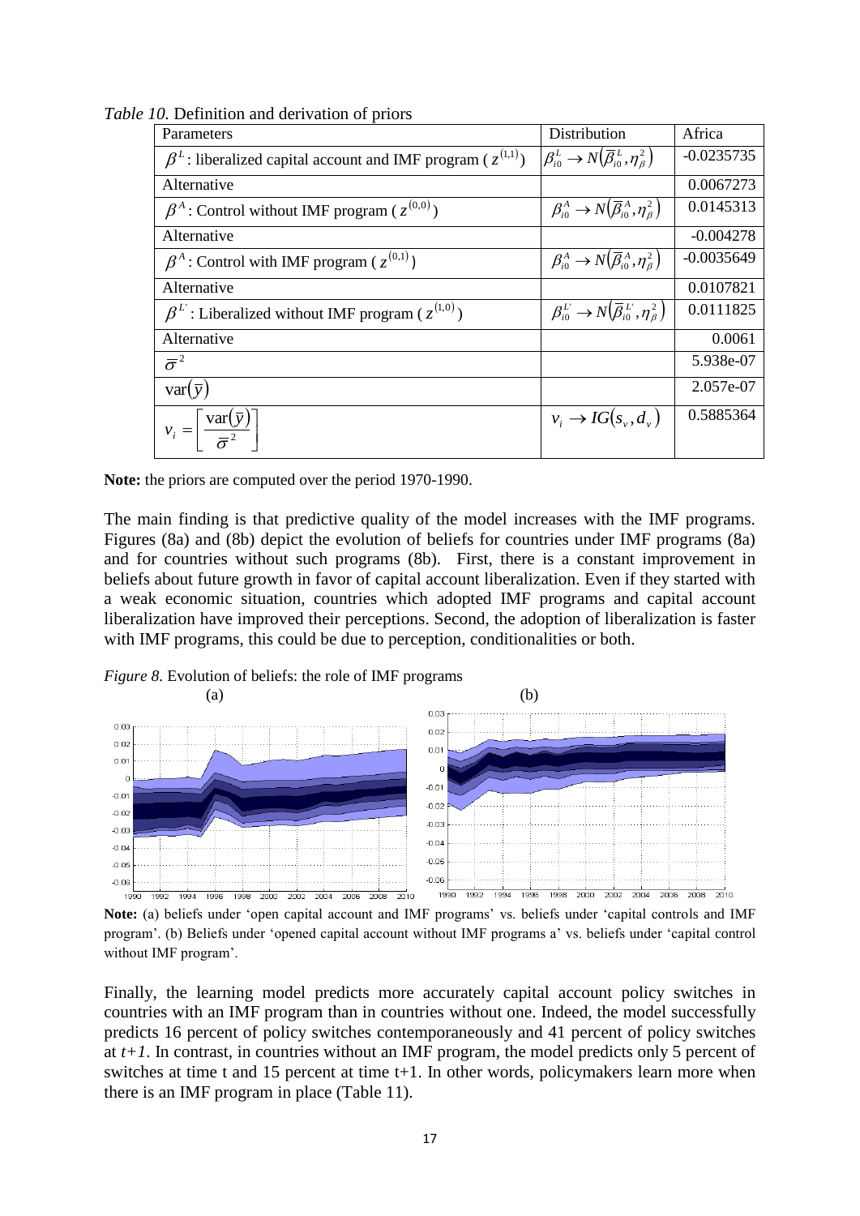*Table 10.* Definition and derivation of priors

| Parameters | Distribution | Africa |
|---|---|---|
| $\beta^{L}$: liberalized capital account and IMF program ( $z^{(1,1)}$ ) | $\beta_{i0}^{L} \to N\left(\overline{\beta}_{i0}^{L}, \eta_{\beta}^{2}\right)$ | -0.0235735 |
| Alternative | | 0.0067273 |
| $\beta^{A}$: Control without IMF program ( $z^{(0,0)}$ ) | $\beta_{i0}^{A} \to N\left(\overline{\beta}_{i0}^{A}, \eta_{\beta}^{2}\right)$ | 0.0145313 |
| Alternative | | -0.004278 |
| $\beta^{A}$: Control with IMF program ( $z^{(0,1)}$ ) | $\beta_{i0}^{A} \to N\left(\overline{\beta}_{i0}^{A}, \eta_{\beta}^{2}\right)$ | -0.0035649 |
| Alternative | | 0.0107821 |
| $\beta^{L'}$: Liberalized without IMF program ( $z^{(1,0)}$ ) | $\beta_{i0}^{L'} \to N\left(\overline{\beta}_{i0}^{L'}, \eta_{\beta}^{2}\right)$ | 0.0111825 |
| Alternative | | 0.0061 |
| $\overline{\sigma}^{2}$ | | 5.938e-07 |
| $\mathrm{var}(\overline{y})$ | | 2.057e-07 |
| $v_{i} = \left[\dfrac{\mathrm{var}(\overline{y})}{\overline{\sigma}^{2}}\right]$ | $v_{i} \to IG(s_{v}, d_{v})$ | 0.5885364 |

**Note:** the priors are computed over the period 1970-1990.

The main finding is that predictive quality of the model increases with the IMF programs. Figures (8a) and (8b) depict the evolution of beliefs for countries under IMF programs (8a) and for countries without such programs (8b). First, there is a constant improvement in beliefs about future growth in favor of capital account liberalization. Even if they started with a weak economic situation, countries which adopted IMF programs and capital account liberalization have improved their perceptions. Second, the adoption of liberalization is faster with IMF programs, this could be due to perception, conditionalities or both.

*Figure 8.* Evolution of beliefs: the role of IMF programs

**Note:** (a) beliefs under 'open capital account and IMF programs' vs. beliefs under 'capital controls and IMF program'. (b) Beliefs under 'opened capital account without IMF programs a' vs. beliefs under 'capital control without IMF program'.

Finally, the learning model predicts more accurately capital account policy switches in countries with an IMF program than in countries without one. Indeed, the model successfully predicts 16 percent of policy switches contemporaneously and 41 percent of policy switches at $t+1$. In contrast, in countries without an IMF program, the model predicts only 5 percent of switches at time t and 15 percent at time t+1. In other words, policymakers learn more when there is an IMF program in place (Table 11).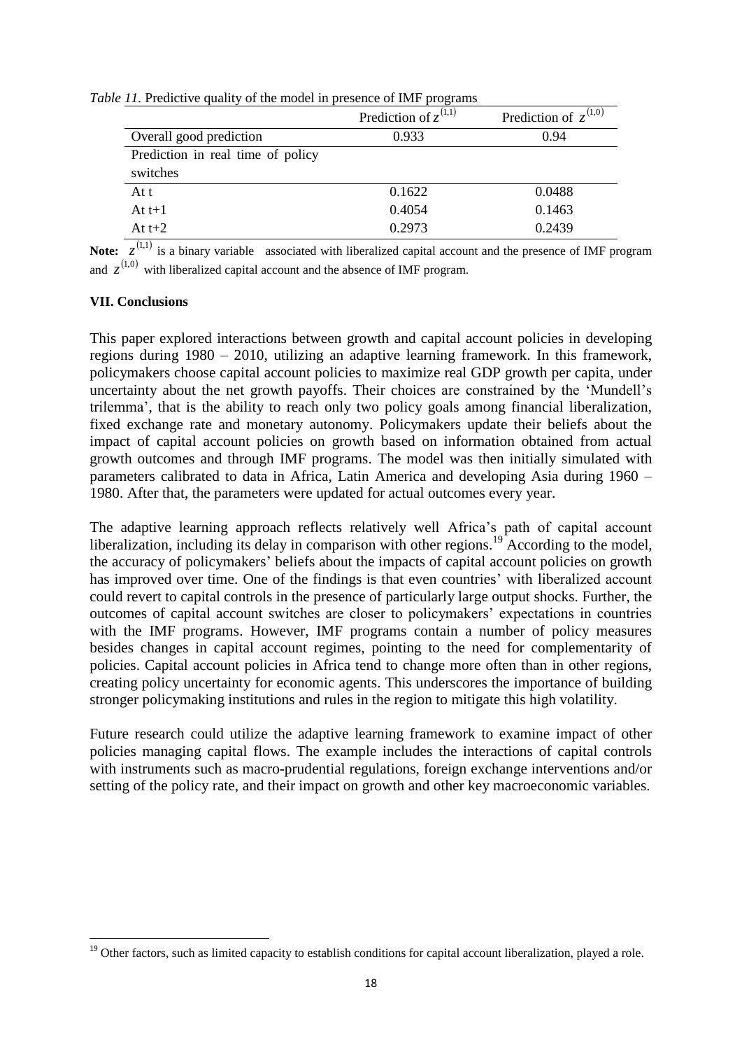*Table 11.* Predictive quality of the model in presence of IMF programs

| | Prediction of $z^{(1,1)}$ | Prediction of $z^{(1,0)}$ |
|---|---|---|
| Overall good prediction | 0.933 | 0.94 |
| Prediction in real time of policy switches | | |
| At t | 0.1622 | 0.0488 |
| At t+1 | 0.4054 | 0.1463 |
| At t+2 | 0.2973 | 0.2439 |

**Note:** $z^{(1,1)}$ is a binary variable associated with liberalized capital account and the presence of IMF program and $z^{(1,0)}$ with liberalized capital account and the absence of IMF program.

### VII. Conclusions

This paper explored interactions between growth and capital account policies in developing regions during 1980 – 2010, utilizing an adaptive learning framework. In this framework, policymakers choose capital account policies to maximize real GDP growth per capita, under uncertainty about the net growth payoffs. Their choices are constrained by the 'Mundell's trilemma', that is the ability to reach only two policy goals among financial liberalization, fixed exchange rate and monetary autonomy. Policymakers update their beliefs about the impact of capital account policies on growth based on information obtained from actual growth outcomes and through IMF programs. The model was then initially simulated with parameters calibrated to data in Africa, Latin America and developing Asia during 1960 – 1980. After that, the parameters were updated for actual outcomes every year.

The adaptive learning approach reflects relatively well Africa's path of capital account liberalization, including its delay in comparison with other regions.[19] According to the model, the accuracy of policymakers' beliefs about the impacts of capital account policies on growth has improved over time. One of the findings is that even countries' with liberalized account could revert to capital controls in the presence of particularly large output shocks. Further, the outcomes of capital account switches are closer to policymakers' expectations in countries with the IMF programs. However, IMF programs contain a number of policy measures besides changes in capital account regimes, pointing to the need for complementarity of policies. Capital account policies in Africa tend to change more often than in other regions, creating policy uncertainty for economic agents. This underscores the importance of building stronger policymaking institutions and rules in the region to mitigate this high volatility.

Future research could utilize the adaptive learning framework to examine impact of other policies managing capital flows. The example includes the interactions of capital controls with instruments such as macro-prudential regulations, foreign exchange interventions and/or setting of the policy rate, and their impact on growth and other key macroeconomic variables.

[19] Other factors, such as limited capacity to establish conditions for capital account liberalization, played a role.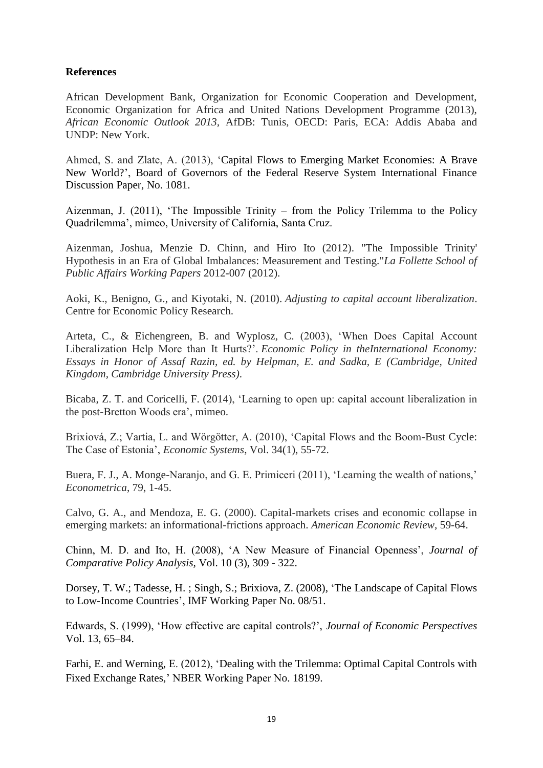**References**

African Development Bank, Organization for Economic Cooperation and Development, Economic Organization for Africa and United Nations Development Programme (2013), *African Economic Outlook 2013*, AfDB: Tunis, OECD: Paris, ECA: Addis Ababa and UNDP: New York.

Ahmed, S. and Zlate, A. (2013), 'Capital Flows to Emerging Market Economies: A Brave New World?', Board of Governors of the Federal Reserve System International Finance Discussion Paper, No. 1081.

Aizenman, J. (2011), 'The Impossible Trinity – from the Policy Trilemma to the Policy Quadrilemma', mimeo, University of California, Santa Cruz.

Aizenman, Joshua, Menzie D. Chinn, and Hiro Ito (2012). "The Impossible Trinity' Hypothesis in an Era of Global Imbalances: Measurement and Testing."*La Follette School of Public Affairs Working Papers* 2012-007 (2012).

Aoki, K., Benigno, G., and Kiyotaki, N. (2010). *Adjusting to capital account liberalization*. Centre for Economic Policy Research.

Arteta, C., & Eichengreen, B. and Wyplosz, C. (2003), 'When Does Capital Account Liberalization Help More than It Hurts?'. *Economic Policy in theInternational Economy: Essays in Honor of Assaf Razin, ed. by Helpman, E. and Sadka, E (Cambridge, United Kingdom, Cambridge University Press)*.

Bicaba, Z. T. and Coricelli, F. (2014), 'Learning to open up: capital account liberalization in the post-Bretton Woods era', mimeo.

Brixiová, Z.; Vartia, L. and Wörgötter, A. (2010), 'Capital Flows and the Boom-Bust Cycle: The Case of Estonia', *Economic Systems*, Vol. 34(1), 55-72.

Buera, F. J., A. Monge-Naranjo, and G. E. Primiceri (2011), 'Learning the wealth of nations,' *Econometrica*, 79, 1-45.

Calvo, G. A., and Mendoza, E. G. (2000). Capital-markets crises and economic collapse in emerging markets: an informational-frictions approach. *American Economic Review*, 59-64.

Chinn, M. D. and Ito, H. (2008), 'A New Measure of Financial Openness', *Journal of Comparative Policy Analysis*, Vol. 10 (3), 309 - 322.

Dorsey, T. W.; Tadesse, H. ; Singh, S.; Brixiova, Z. (2008), 'The Landscape of Capital Flows to Low-Income Countries', IMF Working Paper No. 08/51.

Edwards, S. (1999), 'How effective are capital controls?', *Journal of Economic Perspectives* Vol. 13, 65–84.

Farhi, E. and Werning, E. (2012), 'Dealing with the Trilemma: Optimal Capital Controls with Fixed Exchange Rates,' NBER Working Paper No. 18199.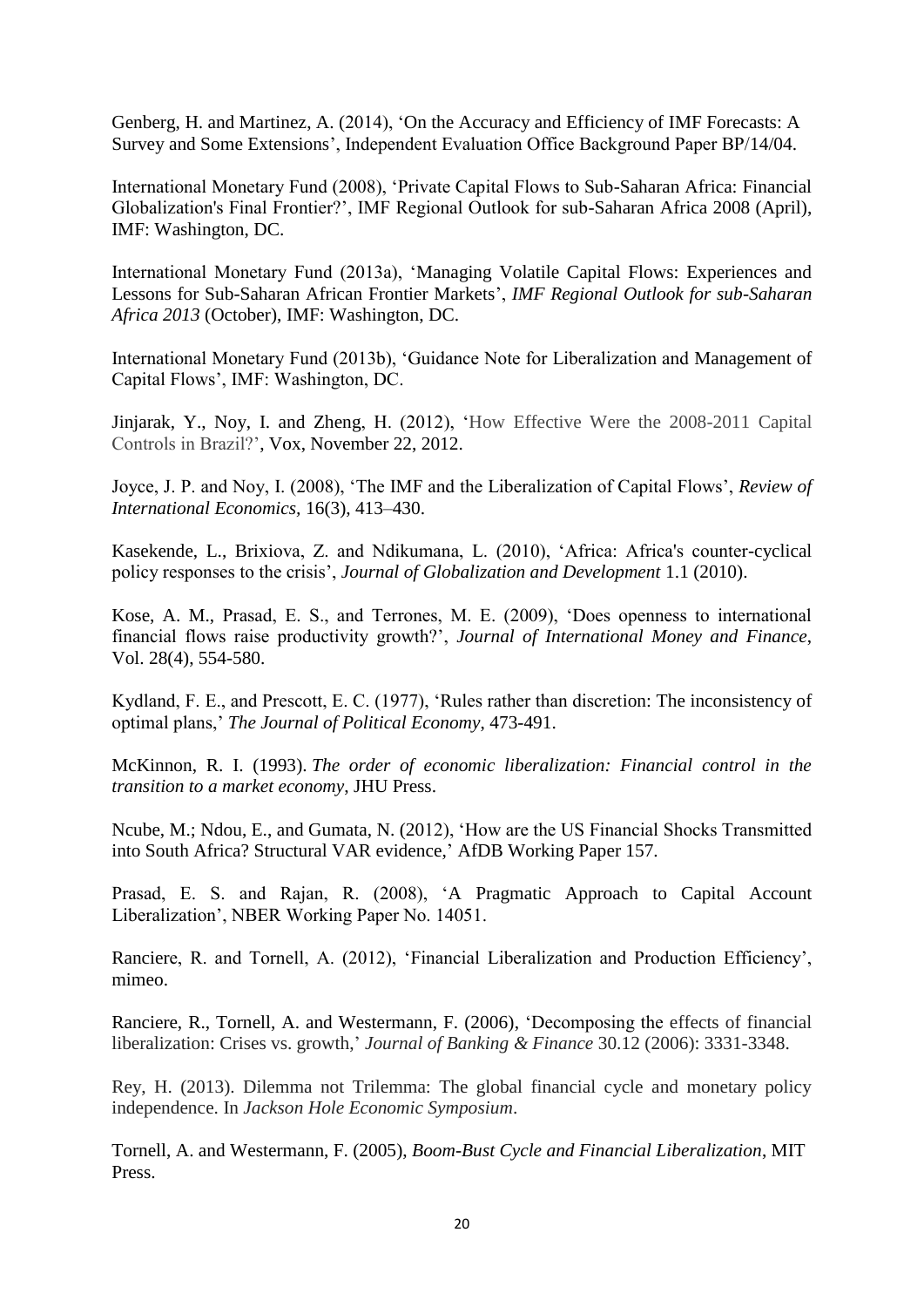Genberg, H. and Martinez, A. (2014), 'On the Accuracy and Efficiency of IMF Forecasts: A Survey and Some Extensions', Independent Evaluation Office Background Paper BP/14/04.

International Monetary Fund (2008), 'Private Capital Flows to Sub-Saharan Africa: Financial Globalization's Final Frontier?', IMF Regional Outlook for sub-Saharan Africa 2008 (April), IMF: Washington, DC.

International Monetary Fund (2013a), 'Managing Volatile Capital Flows: Experiences and Lessons for Sub-Saharan African Frontier Markets', *IMF Regional Outlook for sub-Saharan Africa 2013* (October), IMF: Washington, DC.

International Monetary Fund (2013b), 'Guidance Note for Liberalization and Management of Capital Flows', IMF: Washington, DC.

Jinjarak, Y., Noy, I. and Zheng, H. (2012), 'How Effective Were the 2008-2011 Capital Controls in Brazil?', Vox, November 22, 2012.

Joyce, J. P. and Noy, I. (2008), 'The IMF and the Liberalization of Capital Flows', *Review of International Economics*, 16(3), 413–430.

Kasekende, L., Brixiova, Z. and Ndikumana, L. (2010), 'Africa: Africa's counter-cyclical policy responses to the crisis', *Journal of Globalization and Development* 1.1 (2010).

Kose, A. M., Prasad, E. S., and Terrones, M. E. (2009), 'Does openness to international financial flows raise productivity growth?', *Journal of International Money and Finance*, Vol. 28(4), 554-580.

Kydland, F. E., and Prescott, E. C. (1977), 'Rules rather than discretion: The inconsistency of optimal plans,' *The Journal of Political Economy*, 473-491.

McKinnon, R. I. (1993). *The order of economic liberalization: Financial control in the transition to a market economy*, JHU Press.

Ncube, M.; Ndou, E., and Gumata, N. (2012), 'How are the US Financial Shocks Transmitted into South Africa? Structural VAR evidence,' AfDB Working Paper 157.

Prasad, E. S. and Rajan, R. (2008), 'A Pragmatic Approach to Capital Account Liberalization', NBER Working Paper No. 14051.

Ranciere, R. and Tornell, A. (2012), 'Financial Liberalization and Production Efficiency', mimeo.

Ranciere, R., Tornell, A. and Westermann, F. (2006), 'Decomposing the effects of financial liberalization: Crises vs. growth,' *Journal of Banking & Finance* 30.12 (2006): 3331-3348.

Rey, H. (2013). Dilemma not Trilemma: The global financial cycle and monetary policy independence. In *Jackson Hole Economic Symposium*.

Tornell, A. and Westermann, F. (2005), *Boom-Bust Cycle and Financial Liberalization*, MIT Press.